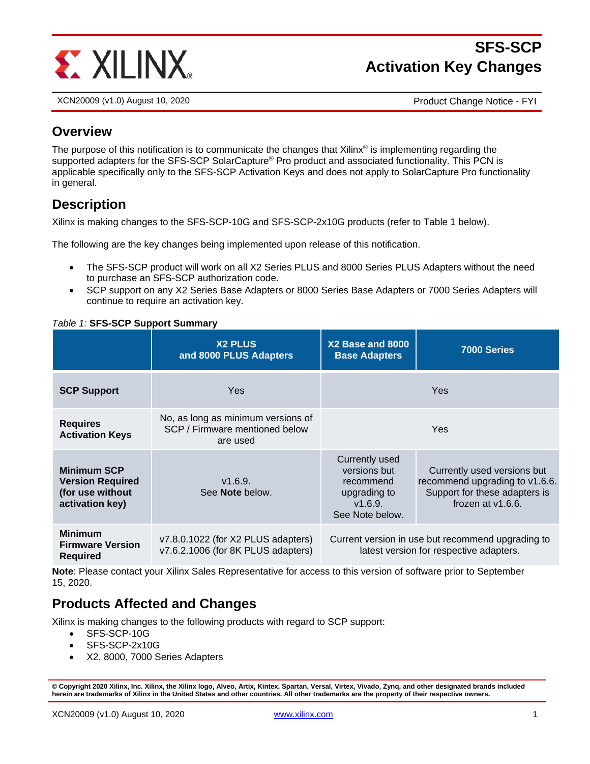# SFS-SCP Activation Key Changes

XCN20009 (v1.0) August 10, 2020 — Product Change Notice - FYI

## Overview

The purpose of this notification is to communicate the changes that Xilinx® is implementing regarding the supported adapters for the SFS-SCP SolarCapture® Pro product and associated functionality. This PCN is applicable specifically only to the SFS-SCP Activation Keys and does not apply to SolarCapture Pro functionality in general.

## Description

Xilinx is making changes to the SFS-SCP-10G and SFS-SCP-2x10G products (refer to Table 1 below).

The following are the key changes being implemented upon release of this notification.

- The SFS-SCP product will work on all X2 Series PLUS and 8000 Series PLUS Adapters without the need to purchase an SFS-SCP authorization code.
- SCP support on any X2 Series Base Adapters or 8000 Series Base Adapters or 7000 Series Adapters will continue to require an activation key.

*Table 1:* **SFS-SCP Support Summary**

| | X2 PLUS and 8000 PLUS Adapters | X2 Base and 8000 Base Adapters | 7000 Series |
|---|---|---|---|
| **SCP Support** | Yes | Yes | |
| **Requires Activation Keys** | No, as long as minimum versions of SCP / Firmware mentioned below are used | Yes | |
| **Minimum SCP Version Required (for use without activation key)** | v1.6.9. See **Note** below. | Currently used versions but recommend upgrading to v1.6.9. See Note below. | Currently used versions but recommend upgrading to v1.6.6. Support for these adapters is frozen at v1.6.6. |
| **Minimum Firmware Version Required** | v7.8.0.1022 (for X2 PLUS adapters) v7.6.2.1006 (for 8K PLUS adapters) | Current version in use but recommend upgrading to latest version for respective adapters. | |

**Note**: Please contact your Xilinx Sales Representative for access to this version of software prior to September 15, 2020.

## Products Affected and Changes

Xilinx is making changes to the following products with regard to SCP support:

- SFS-SCP-10G
- SFS-SCP-2x10G
- X2, 8000, 7000 Series Adapters

**© Copyright 2020 Xilinx, Inc. Xilinx, the Xilinx logo, Alveo, Artix, Kintex, Spartan, Versal, Virtex, Vivado, Zynq, and other designated brands included herein are trademarks of Xilinx in the United States and other countries. All other trademarks are the property of their respective owners.**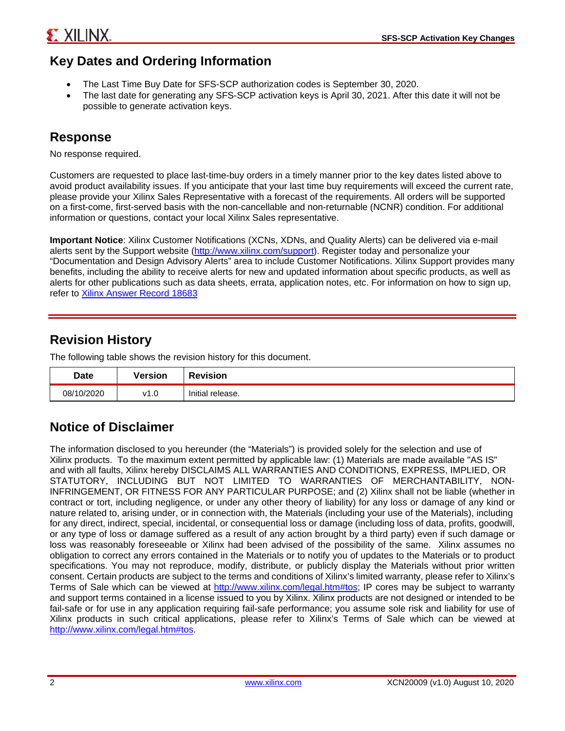## Key Dates and Ordering Information

- The Last Time Buy Date for SFS-SCP authorization codes is September 30, 2020.
- The last date for generating any SFS-SCP activation keys is April 30, 2021. After this date it will not be possible to generate activation keys.

## Response

No response required.

Customers are requested to place last-time-buy orders in a timely manner prior to the key dates listed above to avoid product availability issues. If you anticipate that your last time buy requirements will exceed the current rate, please provide your Xilinx Sales Representative with a forecast of the requirements. All orders will be supported on a first-come, first-served basis with the non-cancellable and non-returnable (NCNR) condition. For additional information or questions, contact your local Xilinx Sales representative.

**Important Notice**: Xilinx Customer Notifications (XCNs, XDNs, and Quality Alerts) can be delivered via e-mail alerts sent by the Support website (http://www.xilinx.com/support). Register today and personalize your "Documentation and Design Advisory Alerts" area to include Customer Notifications. Xilinx Support provides many benefits, including the ability to receive alerts for new and updated information about specific products, as well as alerts for other publications such as data sheets, errata, application notes, etc. For information on how to sign up, refer to Xilinx Answer Record 18683

## Revision History

The following table shows the revision history for this document.

| Date | Version | Revision |
|---|---|---|
| 08/10/2020 | v1.0 | Initial release. |

## Notice of Disclaimer

The information disclosed to you hereunder (the "Materials") is provided solely for the selection and use of Xilinx products. To the maximum extent permitted by applicable law: (1) Materials are made available "AS IS" and with all faults, Xilinx hereby DISCLAIMS ALL WARRANTIES AND CONDITIONS, EXPRESS, IMPLIED, OR STATUTORY, INCLUDING BUT NOT LIMITED TO WARRANTIES OF MERCHANTABILITY, NON-INFRINGEMENT, OR FITNESS FOR ANY PARTICULAR PURPOSE; and (2) Xilinx shall not be liable (whether in contract or tort, including negligence, or under any other theory of liability) for any loss or damage of any kind or nature related to, arising under, or in connection with, the Materials (including your use of the Materials), including for any direct, indirect, special, incidental, or consequential loss or damage (including loss of data, profits, goodwill, or any type of loss or damage suffered as a result of any action brought by a third party) even if such damage or loss was reasonably foreseeable or Xilinx had been advised of the possibility of the same. Xilinx assumes no obligation to correct any errors contained in the Materials or to notify you of updates to the Materials or to product specifications. You may not reproduce, modify, distribute, or publicly display the Materials without prior written consent. Certain products are subject to the terms and conditions of Xilinx's limited warranty, please refer to Xilinx's Terms of Sale which can be viewed at http://www.xilinx.com/legal.htm#tos; IP cores may be subject to warranty and support terms contained in a license issued to you by Xilinx. Xilinx products are not designed or intended to be fail-safe or for use in any application requiring fail-safe performance; you assume sole risk and liability for use of Xilinx products in such critical applications, please refer to Xilinx's Terms of Sale which can be viewed at http://www.xilinx.com/legal.htm#tos.